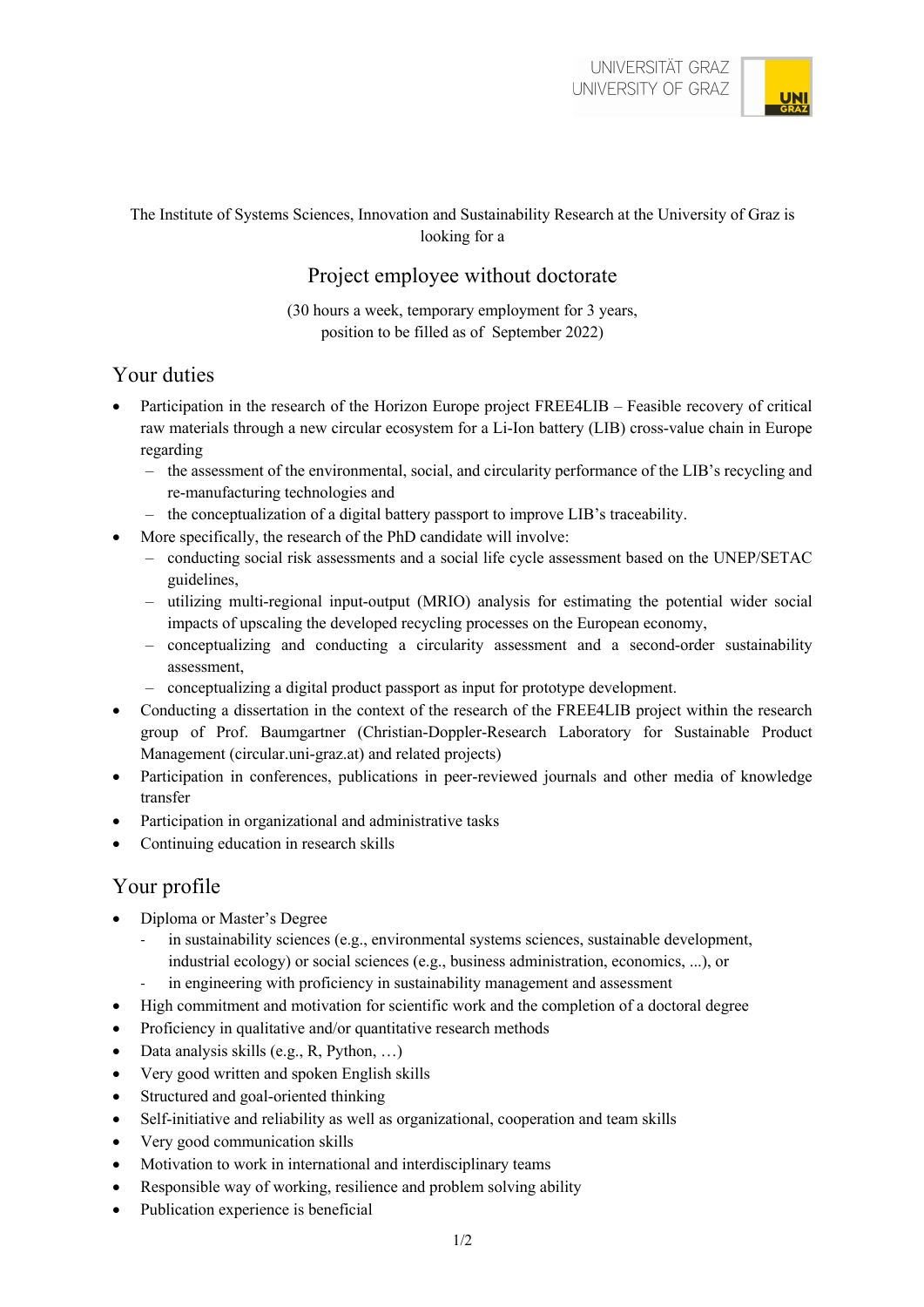The Institute of Systems Sciences, Innovation and Sustainability Research at the University of Graz is looking for a

# Project employee without doctorate

(30 hours a week, temporary employment for 3 years, position to be filled as of September 2022)

## Your duties

- Participation in the research of the Horizon Europe project FREE4LIB – Feasible recovery of critical raw materials through a new circular ecosystem for a Li-Ion battery (LIB) cross-value chain in Europe regarding
  - the assessment of the environmental, social, and circularity performance of the LIB's recycling and re-manufacturing technologies and
  - the conceptualization of a digital battery passport to improve LIB's traceability.
- More specifically, the research of the PhD candidate will involve:
  - conducting social risk assessments and a social life cycle assessment based on the UNEP/SETAC guidelines,
  - utilizing multi-regional input-output (MRIO) analysis for estimating the potential wider social impacts of upscaling the developed recycling processes on the European economy,
  - conceptualizing and conducting a circularity assessment and a second-order sustainability assessment,
  - conceptualizing a digital product passport as input for prototype development.
- Conducting a dissertation in the context of the research of the FREE4LIB project within the research group of Prof. Baumgartner (Christian-Doppler-Research Laboratory for Sustainable Product Management (circular.uni-graz.at) and related projects)
- Participation in conferences, publications in peer-reviewed journals and other media of knowledge transfer
- Participation in organizational and administrative tasks
- Continuing education in research skills

## Your profile

- Diploma or Master's Degree
  - in sustainability sciences (e.g., environmental systems sciences, sustainable development, industrial ecology) or social sciences (e.g., business administration, economics, ...), or
  - in engineering with proficiency in sustainability management and assessment
- High commitment and motivation for scientific work and the completion of a doctoral degree
- Proficiency in qualitative and/or quantitative research methods
- Data analysis skills (e.g., R, Python, …)
- Very good written and spoken English skills
- Structured and goal-oriented thinking
- Self-initiative and reliability as well as organizational, cooperation and team skills
- Very good communication skills
- Motivation to work in international and interdisciplinary teams
- Responsible way of working, resilience and problem solving ability
- Publication experience is beneficial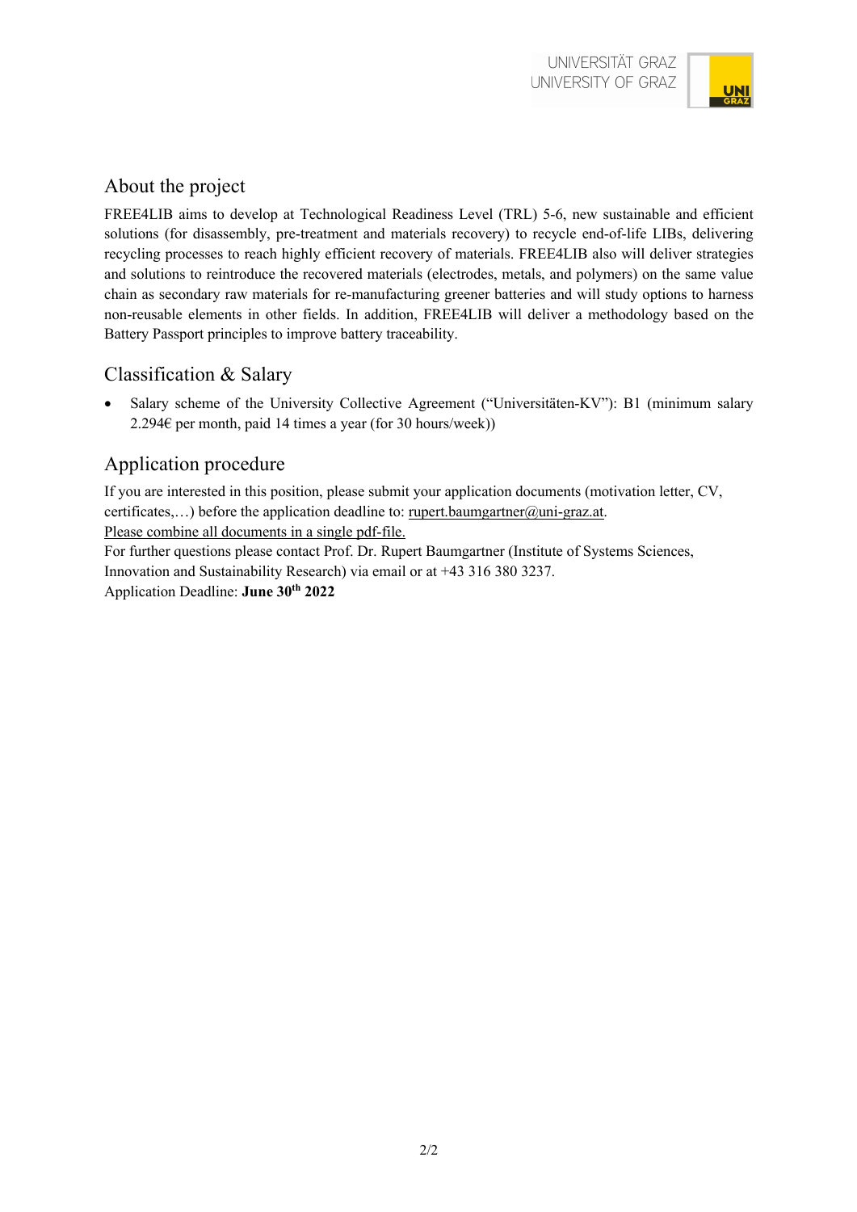## About the project

FREE4LIB aims to develop at Technological Readiness Level (TRL) 5-6, new sustainable and efficient solutions (for disassembly, pre-treatment and materials recovery) to recycle end-of-life LIBs, delivering recycling processes to reach highly efficient recovery of materials. FREE4LIB also will deliver strategies and solutions to reintroduce the recovered materials (electrodes, metals, and polymers) on the same value chain as secondary raw materials for re-manufacturing greener batteries and will study options to harness non-reusable elements in other fields. In addition, FREE4LIB will deliver a methodology based on the Battery Passport principles to improve battery traceability.

## Classification & Salary

- Salary scheme of the University Collective Agreement ("Universitäten-KV"): B1 (minimum salary 2.294€ per month, paid 14 times a year (for 30 hours/week))

## Application procedure

If you are interested in this position, please submit your application documents (motivation letter, CV, certificates,…) before the application deadline to: rupert.baumgartner@uni-graz.at.
Please combine all documents in a single pdf-file.
For further questions please contact Prof. Dr. Rupert Baumgartner (Institute of Systems Sciences, Innovation and Sustainability Research) via email or at +43 316 380 3237.
Application Deadline: **June 30th 2022**